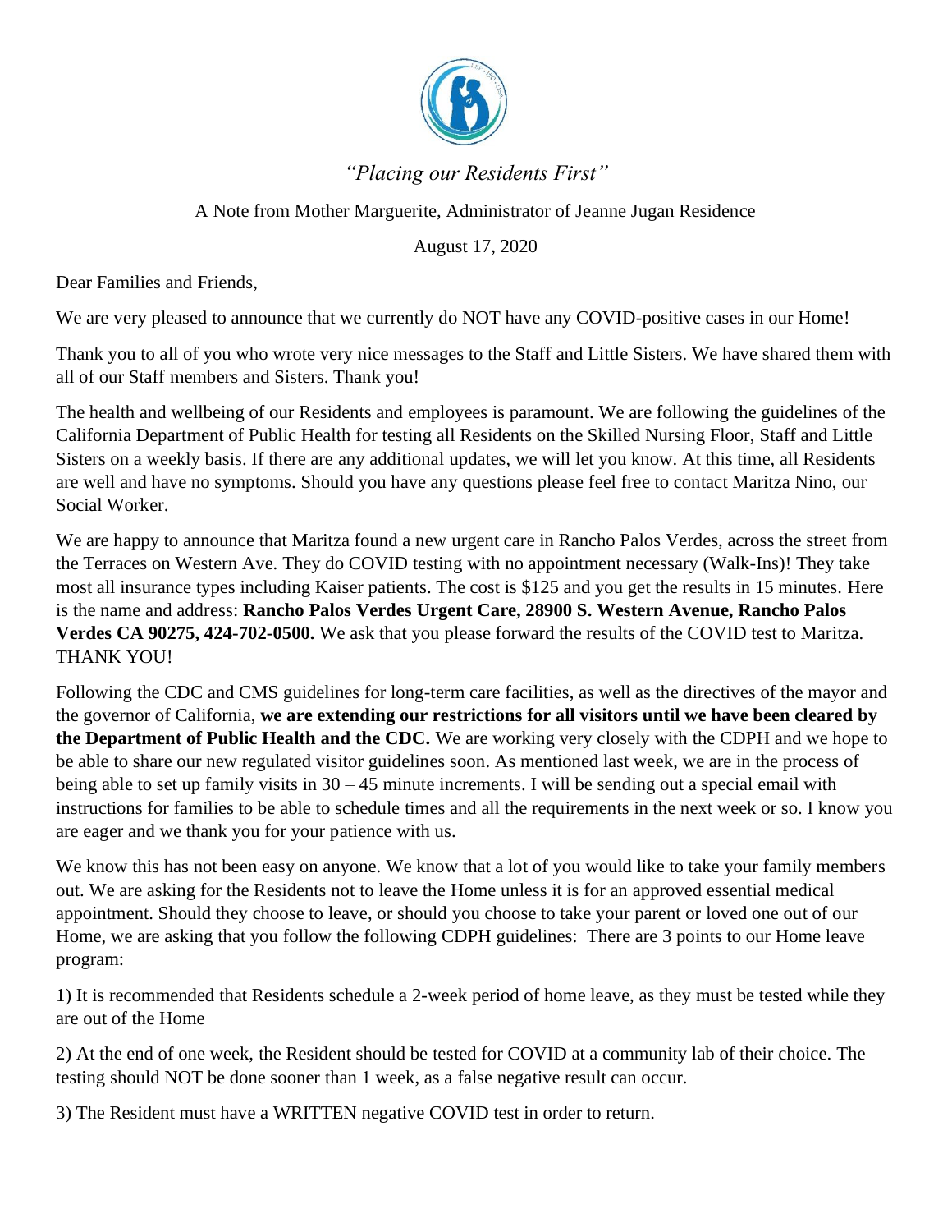*"Placing our Residents First"*

A Note from Mother Marguerite, Administrator of Jeanne Jugan Residence

August 17, 2020

Dear Families and Friends,

We are very pleased to announce that we currently do NOT have any COVID-positive cases in our Home!

Thank you to all of you who wrote very nice messages to the Staff and Little Sisters. We have shared them with all of our Staff members and Sisters. Thank you!

The health and wellbeing of our Residents and employees is paramount. We are following the guidelines of the California Department of Public Health for testing all Residents on the Skilled Nursing Floor, Staff and Little Sisters on a weekly basis. If there are any additional updates, we will let you know. At this time, all Residents are well and have no symptoms. Should you have any questions please feel free to contact Maritza Nino, our Social Worker.

We are happy to announce that Maritza found a new urgent care in Rancho Palos Verdes, across the street from the Terraces on Western Ave. They do COVID testing with no appointment necessary (Walk-Ins)! They take most all insurance types including Kaiser patients. The cost is $125 and you get the results in 15 minutes. Here is the name and address: **Rancho Palos Verdes Urgent Care, 28900 S. Western Avenue, Rancho Palos Verdes CA 90275, 424-702-0500.** We ask that you please forward the results of the COVID test to Maritza. THANK YOU!

Following the CDC and CMS guidelines for long-term care facilities, as well as the directives of the mayor and the governor of California, **we are extending our restrictions for all visitors until we have been cleared by the Department of Public Health and the CDC.** We are working very closely with the CDPH and we hope to be able to share our new regulated visitor guidelines soon. As mentioned last week, we are in the process of being able to set up family visits in 30 – 45 minute increments. I will be sending out a special email with instructions for families to be able to schedule times and all the requirements in the next week or so. I know you are eager and we thank you for your patience with us.

We know this has not been easy on anyone. We know that a lot of you would like to take your family members out. We are asking for the Residents not to leave the Home unless it is for an approved essential medical appointment. Should they choose to leave, or should you choose to take your parent or loved one out of our Home, we are asking that you follow the following CDPH guidelines: There are 3 points to our Home leave program:

1) It is recommended that Residents schedule a 2-week period of home leave, as they must be tested while they are out of the Home

2) At the end of one week, the Resident should be tested for COVID at a community lab of their choice. The testing should NOT be done sooner than 1 week, as a false negative result can occur.

3) The Resident must have a WRITTEN negative COVID test in order to return.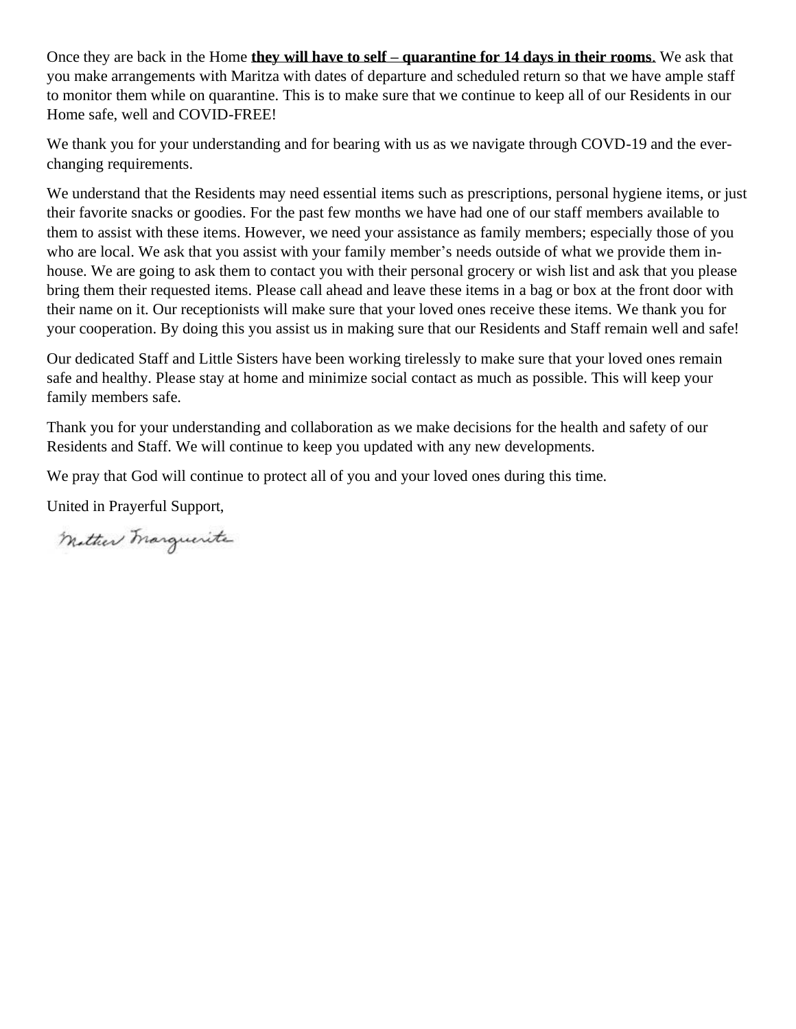Once they are back in the Home **<u>they will have to self – quarantine for 14 days in their rooms</u>**. We ask that you make arrangements with Maritza with dates of departure and scheduled return so that we have ample staff to monitor them while on quarantine. This is to make sure that we continue to keep all of our Residents in our Home safe, well and COVID-FREE!

We thank you for your understanding and for bearing with us as we navigate through COVD-19 and the ever-changing requirements.

We understand that the Residents may need essential items such as prescriptions, personal hygiene items, or just their favorite snacks or goodies. For the past few months we have had one of our staff members available to them to assist with these items. However, we need your assistance as family members; especially those of you who are local. We ask that you assist with your family member's needs outside of what we provide them in-house. We are going to ask them to contact you with their personal grocery or wish list and ask that you please bring them their requested items. Please call ahead and leave these items in a bag or box at the front door with their name on it. Our receptionists will make sure that your loved ones receive these items. We thank you for your cooperation. By doing this you assist us in making sure that our Residents and Staff remain well and safe!

Our dedicated Staff and Little Sisters have been working tirelessly to make sure that your loved ones remain safe and healthy. Please stay at home and minimize social contact as much as possible. This will keep your family members safe.

Thank you for your understanding and collaboration as we make decisions for the health and safety of our Residents and Staff. We will continue to keep you updated with any new developments.

We pray that God will continue to protect all of you and your loved ones during this time.

United in Prayerful Support,

Mother Marguerite